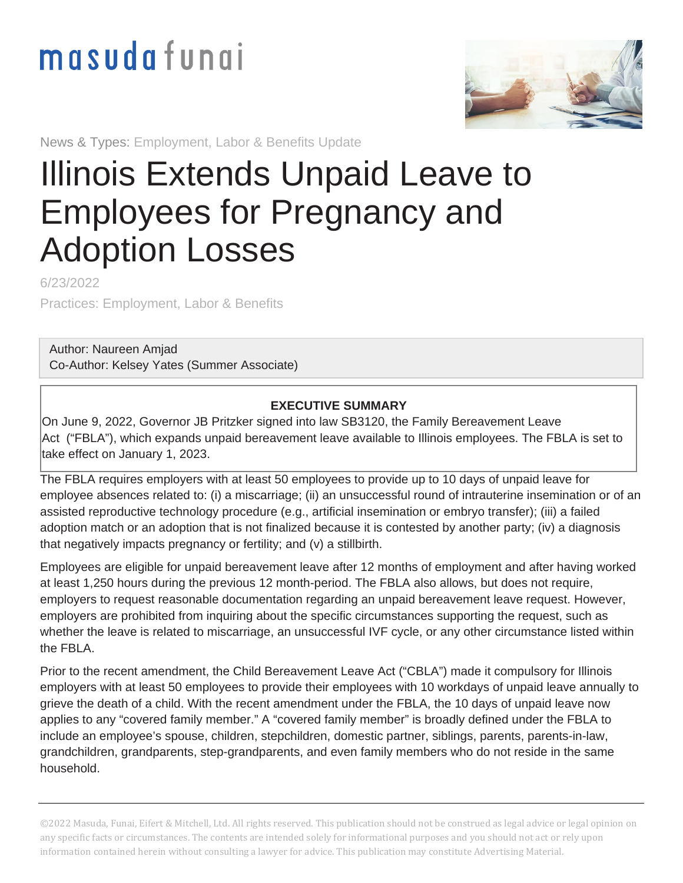masuda funai

News & Types: Employment, Labor & Benefits Update

# Illinois Extends Unpaid Leave to Employees for Pregnancy and Adoption Losses

6/23/2022

Practices: Employment, Labor & Benefits

Author: Naureen Amjad
Co-Author: Kelsey Yates (Summer Associate)

**EXECUTIVE SUMMARY**

On June 9, 2022, Governor JB Pritzker signed into law SB3120, the Family Bereavement Leave Act ("FBLA"), which expands unpaid bereavement leave available to Illinois employees. The FBLA is set to take effect on January 1, 2023.

The FBLA requires employers with at least 50 employees to provide up to 10 days of unpaid leave for employee absences related to: (i) a miscarriage; (ii) an unsuccessful round of intrauterine insemination or of an assisted reproductive technology procedure (e.g., artificial insemination or embryo transfer); (iii) a failed adoption match or an adoption that is not finalized because it is contested by another party; (iv) a diagnosis that negatively impacts pregnancy or fertility; and (v) a stillbirth.

Employees are eligible for unpaid bereavement leave after 12 months of employment and after having worked at least 1,250 hours during the previous 12 month-period. The FBLA also allows, but does not require, employers to request reasonable documentation regarding an unpaid bereavement leave request. However, employers are prohibited from inquiring about the specific circumstances supporting the request, such as whether the leave is related to miscarriage, an unsuccessful IVF cycle, or any other circumstance listed within the FBLA.

Prior to the recent amendment, the Child Bereavement Leave Act ("CBLA") made it compulsory for Illinois employers with at least 50 employees to provide their employees with 10 workdays of unpaid leave annually to grieve the death of a child. With the recent amendment under the FBLA, the 10 days of unpaid leave now applies to any "covered family member." A "covered family member" is broadly defined under the FBLA to include an employee's spouse, children, stepchildren, domestic partner, siblings, parents, parents-in-law, grandchildren, grandparents, step-grandparents, and even family members who do not reside in the same household.

©2022 Masuda, Funai, Eifert & Mitchell, Ltd. All rights reserved. This publication should not be construed as legal advice or legal opinion on any specific facts or circumstances. The contents are intended solely for informational purposes and you should not act or rely upon information contained herein without consulting a lawyer for advice. This publication may constitute Advertising Material.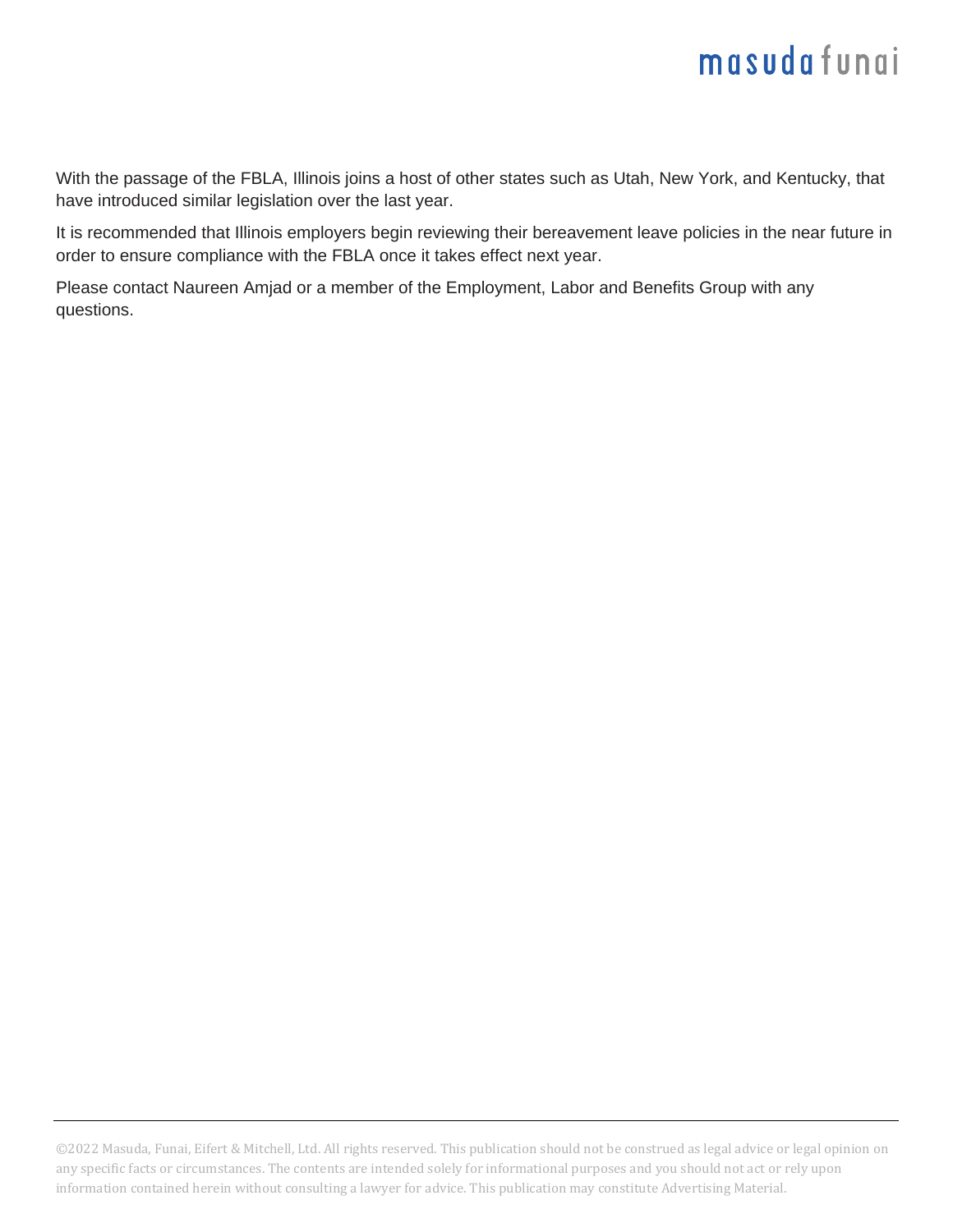With the passage of the FBLA, Illinois joins a host of other states such as Utah, New York, and Kentucky, that have introduced similar legislation over the last year.

It is recommended that Illinois employers begin reviewing their bereavement leave policies in the near future in order to ensure compliance with the FBLA once it takes effect next year.

Please contact Naureen Amjad or a member of the Employment, Labor and Benefits Group with any questions.

©2022 Masuda, Funai, Eifert & Mitchell, Ltd. All rights reserved. This publication should not be construed as legal advice or legal opinion on any specific facts or circumstances. The contents are intended solely for informational purposes and you should not act or rely upon information contained herein without consulting a lawyer for advice. This publication may constitute Advertising Material.